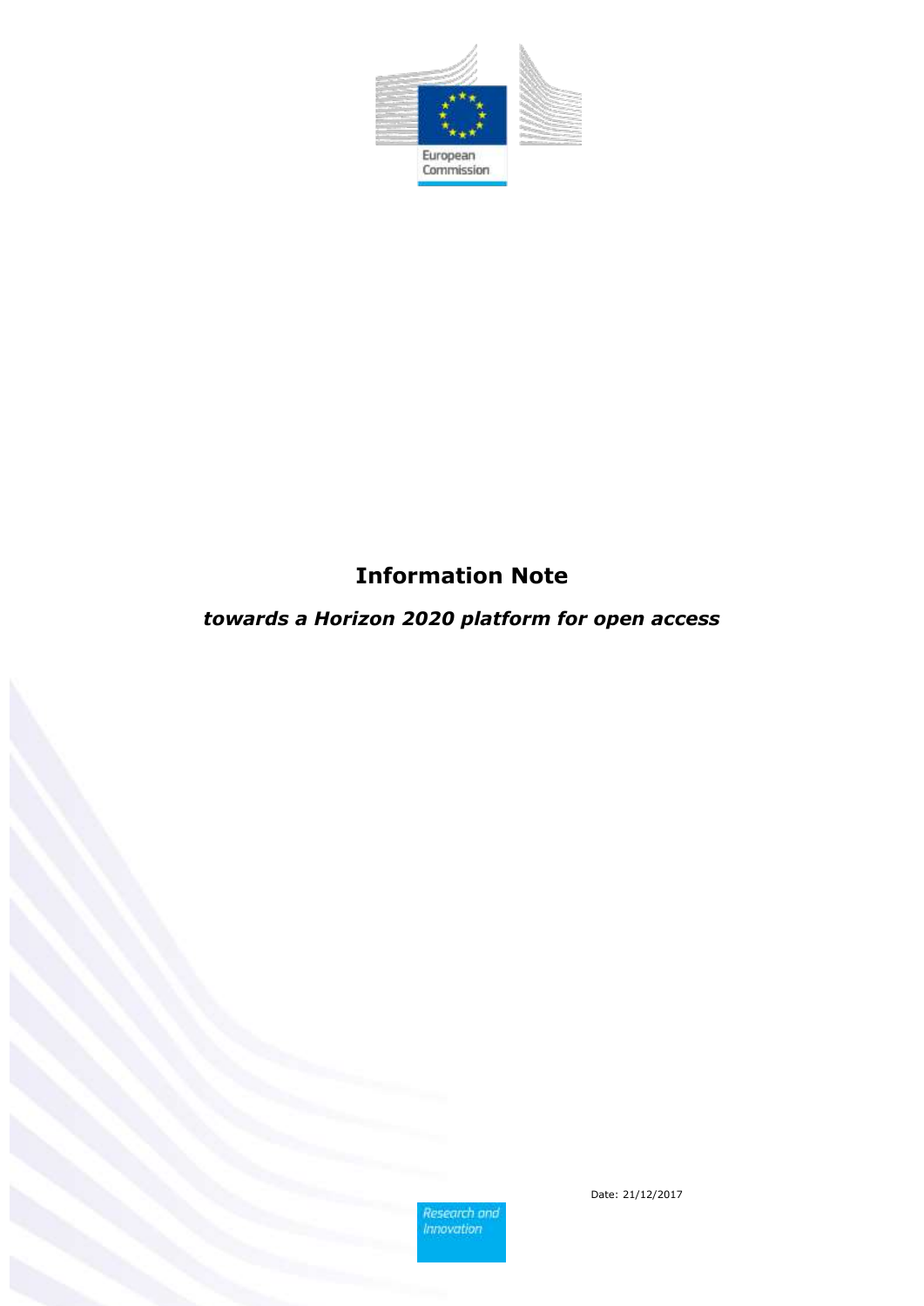European Commission

# Information Note

## *towards a Horizon 2020 platform for open access*

Research and Innovation

Date: 21/12/2017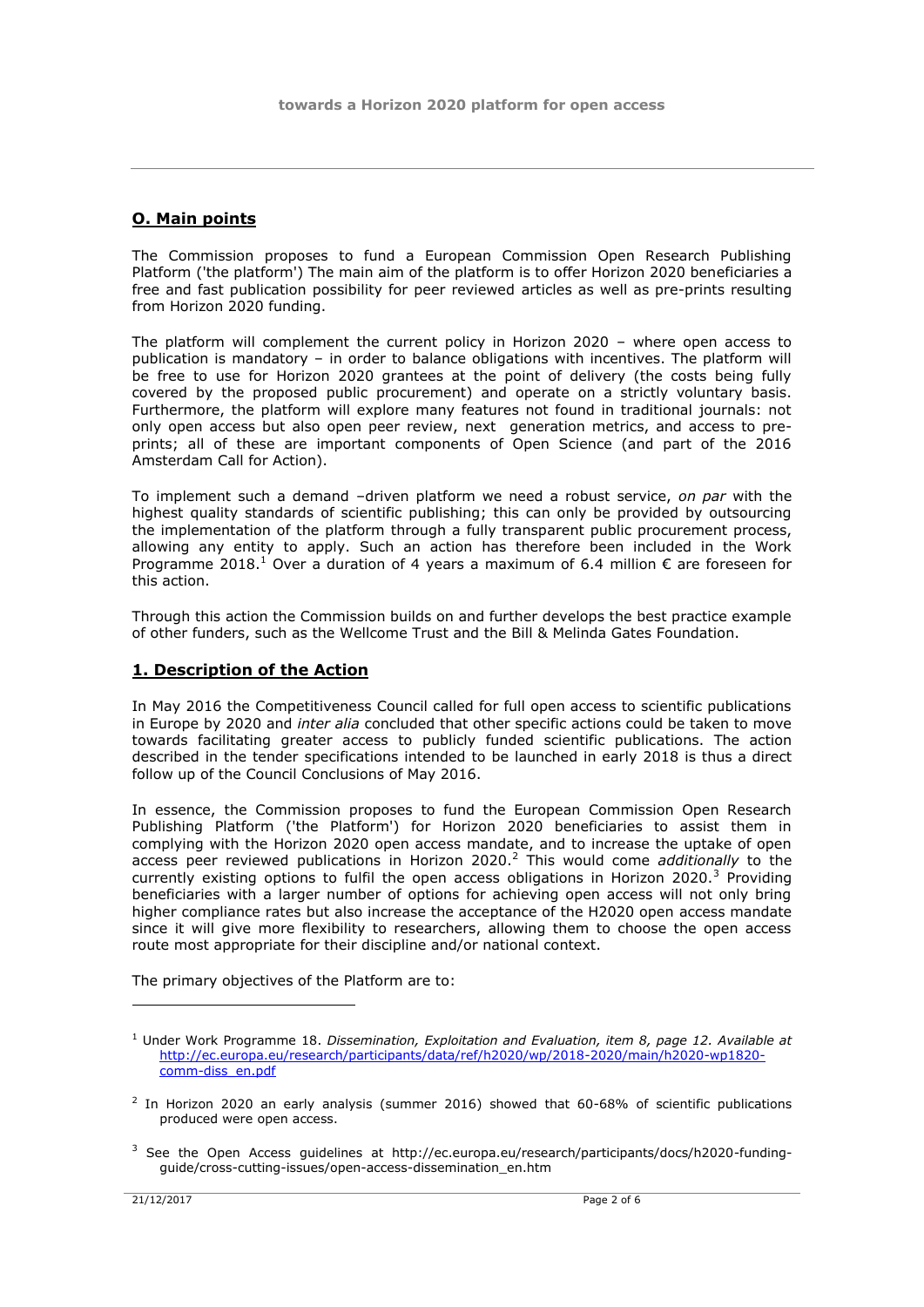## 0. Main points

The Commission proposes to fund a European Commission Open Research Publishing Platform ('the platform') The main aim of the platform is to offer Horizon 2020 beneficiaries a free and fast publication possibility for peer reviewed articles as well as pre-prints resulting from Horizon 2020 funding.

The platform will complement the current policy in Horizon 2020 – where open access to publication is mandatory – in order to balance obligations with incentives. The platform will be free to use for Horizon 2020 grantees at the point of delivery (the costs being fully covered by the proposed public procurement) and operate on a strictly voluntary basis. Furthermore, the platform will explore many features not found in traditional journals: not only open access but also open peer review, next generation metrics, and access to pre-prints; all of these are important components of Open Science (and part of the 2016 Amsterdam Call for Action).

To implement such a demand –driven platform we need a robust service, *on par* with the highest quality standards of scientific publishing; this can only be provided by outsourcing the implementation of the platform through a fully transparent public procurement process, allowing any entity to apply. Such an action has therefore been included in the Work Programme 2018.[1] Over a duration of 4 years a maximum of 6.4 million € are foreseen for this action.

Through this action the Commission builds on and further develops the best practice example of other funders, such as the Wellcome Trust and the Bill & Melinda Gates Foundation.

## 1. Description of the Action

In May 2016 the Competitiveness Council called for full open access to scientific publications in Europe by 2020 and *inter alia* concluded that other specific actions could be taken to move towards facilitating greater access to publicly funded scientific publications. The action described in the tender specifications intended to be launched in early 2018 is thus a direct follow up of the Council Conclusions of May 2016.

In essence, the Commission proposes to fund the European Commission Open Research Publishing Platform ('the Platform') for Horizon 2020 beneficiaries to assist them in complying with the Horizon 2020 open access mandate, and to increase the uptake of open access peer reviewed publications in Horizon 2020.[2] This would come *additionally* to the currently existing options to fulfil the open access obligations in Horizon 2020.[3] Providing beneficiaries with a larger number of options for achieving open access will not only bring higher compliance rates but also increase the acceptance of the H2020 open access mandate since it will give more flexibility to researchers, allowing them to choose the open access route most appropriate for their discipline and/or national context.

The primary objectives of the Platform are to:

---

[1] Under Work Programme 18. *Dissemination, Exploitation and Evaluation, item 8, page 12. Available at* http://ec.europa.eu/research/participants/data/ref/h2020/wp/2018-2020/main/h2020-wp1820-comm-diss_en.pdf

[2] In Horizon 2020 an early analysis (summer 2016) showed that 60-68% of scientific publications produced were open access.

[3] See the Open Access guidelines at http://ec.europa.eu/research/participants/docs/h2020-funding-guide/cross-cutting-issues/open-access-dissemination_en.htm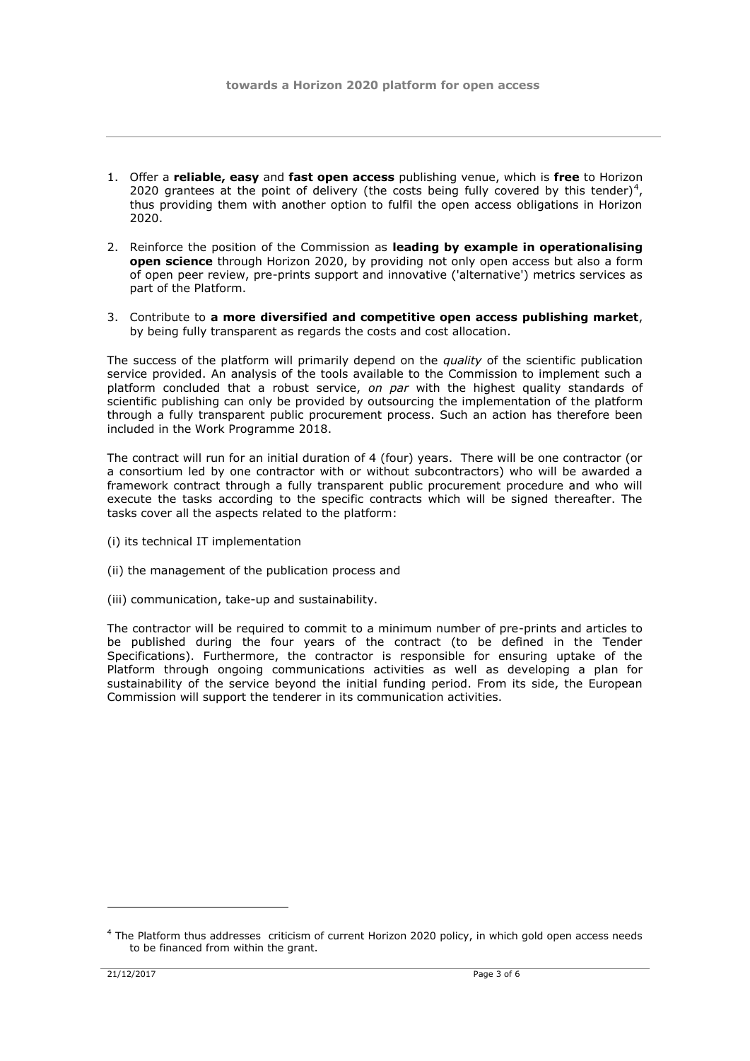1. Offer a **reliable, easy** and **fast open access** publishing venue, which is **free** to Horizon 2020 grantees at the point of delivery (the costs being fully covered by this tender)[4], thus providing them with another option to fulfil the open access obligations in Horizon 2020.

2. Reinforce the position of the Commission as **leading by example in operationalising open science** through Horizon 2020, by providing not only open access but also a form of open peer review, pre-prints support and innovative ('alternative') metrics services as part of the Platform.

3. Contribute to **a more diversified and competitive open access publishing market**, by being fully transparent as regards the costs and cost allocation.

The success of the platform will primarily depend on the *quality* of the scientific publication service provided. An analysis of the tools available to the Commission to implement such a platform concluded that a robust service, *on par* with the highest quality standards of scientific publishing can only be provided by outsourcing the implementation of the platform through a fully transparent public procurement process. Such an action has therefore been included in the Work Programme 2018.

The contract will run for an initial duration of 4 (four) years. There will be one contractor (or a consortium led by one contractor with or without subcontractors) who will be awarded a framework contract through a fully transparent public procurement procedure and who will execute the tasks according to the specific contracts which will be signed thereafter. The tasks cover all the aspects related to the platform:

(i) its technical IT implementation

(ii) the management of the publication process and

(iii) communication, take-up and sustainability.

The contractor will be required to commit to a minimum number of pre-prints and articles to be published during the four years of the contract (to be defined in the Tender Specifications). Furthermore, the contractor is responsible for ensuring uptake of the Platform through ongoing communications activities as well as developing a plan for sustainability of the service beyond the initial funding period. From its side, the European Commission will support the tenderer in its communication activities.

---

[4] The Platform thus addresses criticism of current Horizon 2020 policy, in which gold open access needs to be financed from within the grant.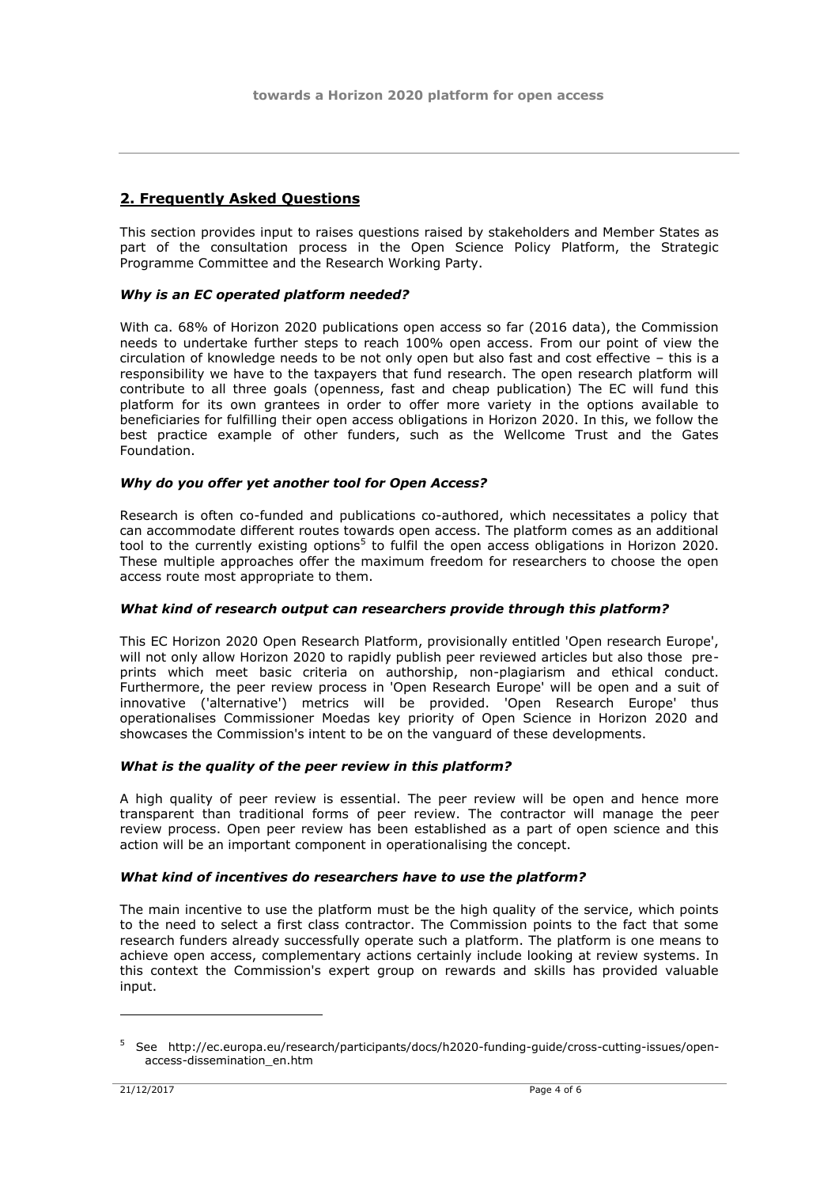## 2. Frequently Asked Questions

This section provides input to raises questions raised by stakeholders and Member States as part of the consultation process in the Open Science Policy Platform, the Strategic Programme Committee and the Research Working Party.

### *Why is an EC operated platform needed?*

With ca. 68% of Horizon 2020 publications open access so far (2016 data), the Commission needs to undertake further steps to reach 100% open access. From our point of view the circulation of knowledge needs to be not only open but also fast and cost effective – this is a responsibility we have to the taxpayers that fund research. The open research platform will contribute to all three goals (openness, fast and cheap publication) The EC will fund this platform for its own grantees in order to offer more variety in the options available to beneficiaries for fulfilling their open access obligations in Horizon 2020. In this, we follow the best practice example of other funders, such as the Wellcome Trust and the Gates Foundation.

### *Why do you offer yet another tool for Open Access?*

Research is often co-funded and publications co-authored, which necessitates a policy that can accommodate different routes towards open access. The platform comes as an additional tool to the currently existing options[5] to fulfil the open access obligations in Horizon 2020. These multiple approaches offer the maximum freedom for researchers to choose the open access route most appropriate to them.

### *What kind of research output can researchers provide through this platform?*

This EC Horizon 2020 Open Research Platform, provisionally entitled 'Open research Europe', will not only allow Horizon 2020 to rapidly publish peer reviewed articles but also those pre-prints which meet basic criteria on authorship, non-plagiarism and ethical conduct. Furthermore, the peer review process in 'Open Research Europe' will be open and a suit of innovative ('alternative') metrics will be provided. 'Open Research Europe' thus operationalises Commissioner Moedas key priority of Open Science in Horizon 2020 and showcases the Commission's intent to be on the vanguard of these developments.

### *What is the quality of the peer review in this platform?*

A high quality of peer review is essential. The peer review will be open and hence more transparent than traditional forms of peer review. The contractor will manage the peer review process. Open peer review has been established as a part of open science and this action will be an important component in operationalising the concept.

### *What kind of incentives do researchers have to use the platform?*

The main incentive to use the platform must be the high quality of the service, which points to the need to select a first class contractor. The Commission points to the fact that some research funders already successfully operate such a platform. The platform is one means to achieve open access, complementary actions certainly include looking at review systems. In this context the Commission's expert group on rewards and skills has provided valuable input.

---

[5] See http://ec.europa.eu/research/participants/docs/h2020-funding-guide/cross-cutting-issues/open-access-dissemination_en.htm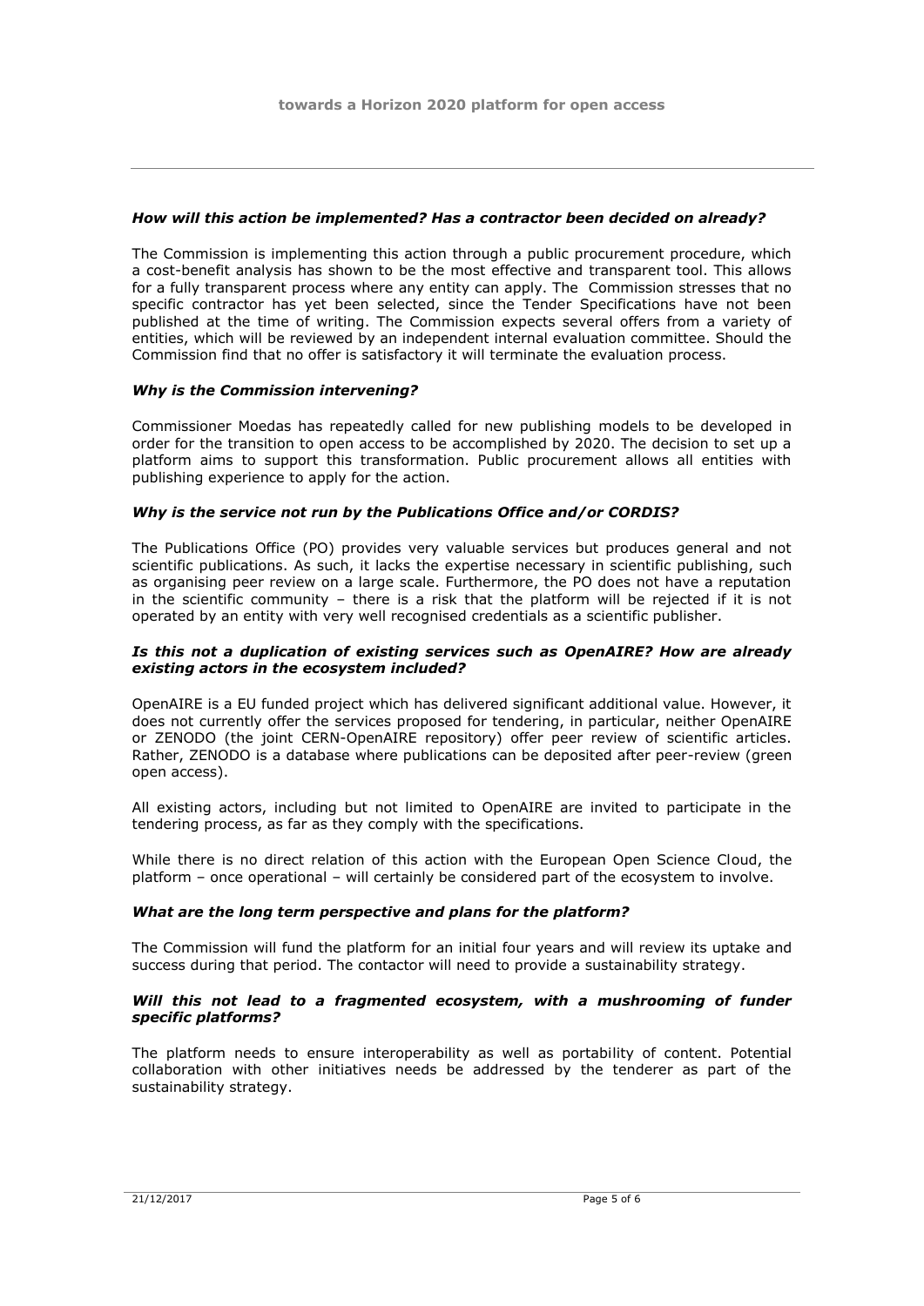### *How will this action be implemented? Has a contractor been decided on already?*

The Commission is implementing this action through a public procurement procedure, which a cost-benefit analysis has shown to be the most effective and transparent tool. This allows for a fully transparent process where any entity can apply. The Commission stresses that no specific contractor has yet been selected, since the Tender Specifications have not been published at the time of writing. The Commission expects several offers from a variety of entities, which will be reviewed by an independent internal evaluation committee. Should the Commission find that no offer is satisfactory it will terminate the evaluation process.

### *Why is the Commission intervening?*

Commissioner Moedas has repeatedly called for new publishing models to be developed in order for the transition to open access to be accomplished by 2020. The decision to set up a platform aims to support this transformation. Public procurement allows all entities with publishing experience to apply for the action.

### *Why is the service not run by the Publications Office and/or CORDIS?*

The Publications Office (PO) provides very valuable services but produces general and not scientific publications. As such, it lacks the expertise necessary in scientific publishing, such as organising peer review on a large scale. Furthermore, the PO does not have a reputation in the scientific community – there is a risk that the platform will be rejected if it is not operated by an entity with very well recognised credentials as a scientific publisher.

### *Is this not a duplication of existing services such as OpenAIRE? How are already existing actors in the ecosystem included?*

OpenAIRE is a EU funded project which has delivered significant additional value. However, it does not currently offer the services proposed for tendering, in particular, neither OpenAIRE or ZENODO (the joint CERN-OpenAIRE repository) offer peer review of scientific articles. Rather, ZENODO is a database where publications can be deposited after peer-review (green open access).

All existing actors, including but not limited to OpenAIRE are invited to participate in the tendering process, as far as they comply with the specifications.

While there is no direct relation of this action with the European Open Science Cloud, the platform – once operational – will certainly be considered part of the ecosystem to involve.

### *What are the long term perspective and plans for the platform?*

The Commission will fund the platform for an initial four years and will review its uptake and success during that period. The contactor will need to provide a sustainability strategy.

### *Will this not lead to a fragmented ecosystem, with a mushrooming of funder specific platforms?*

The platform needs to ensure interoperability as well as portability of content. Potential collaboration with other initiatives needs be addressed by the tenderer as part of the sustainability strategy.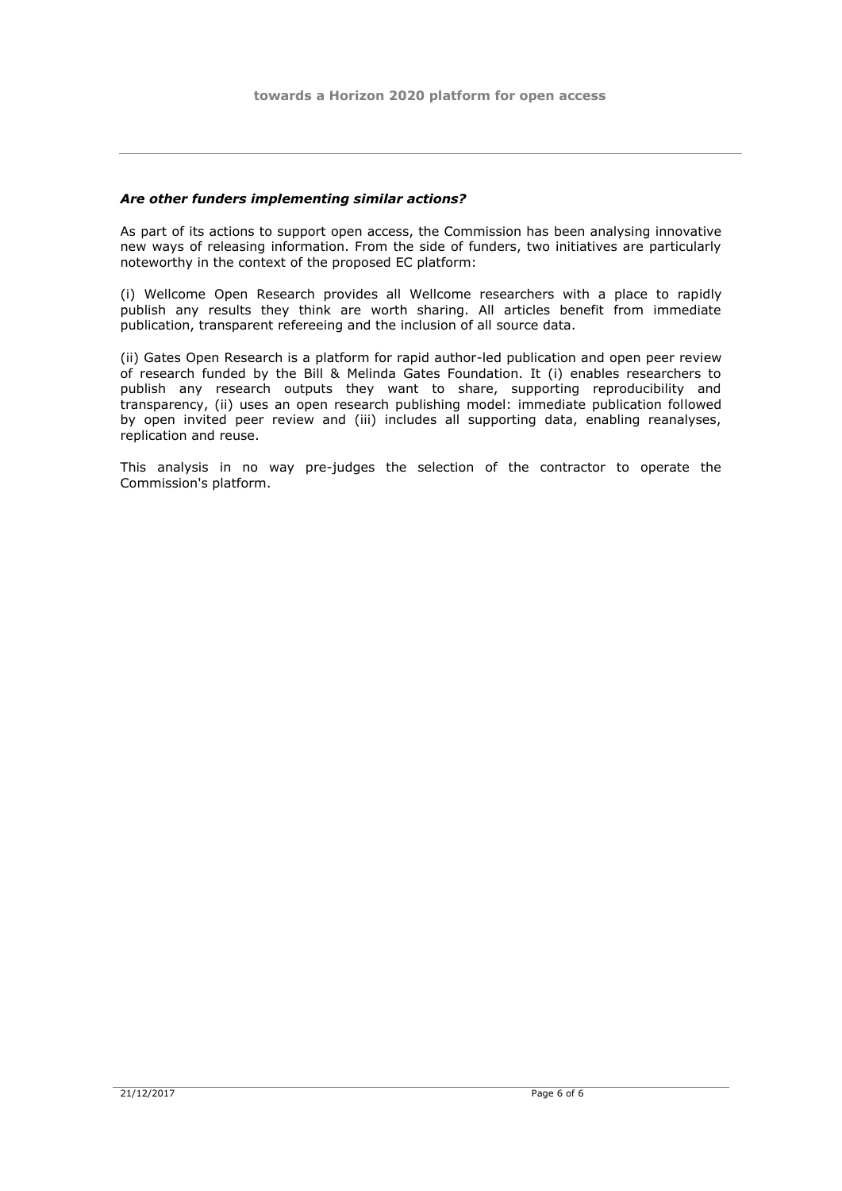### *Are other funders implementing similar actions?*

As part of its actions to support open access, the Commission has been analysing innovative new ways of releasing information. From the side of funders, two initiatives are particularly noteworthy in the context of the proposed EC platform:

(i) Wellcome Open Research provides all Wellcome researchers with a place to rapidly publish any results they think are worth sharing. All articles benefit from immediate publication, transparent refereeing and the inclusion of all source data.

(ii) Gates Open Research is a platform for rapid author-led publication and open peer review of research funded by the Bill & Melinda Gates Foundation. It (i) enables researchers to publish any research outputs they want to share, supporting reproducibility and transparency, (ii) uses an open research publishing model: immediate publication followed by open invited peer review and (iii) includes all supporting data, enabling reanalyses, replication and reuse.

This analysis in no way pre-judges the selection of the contractor to operate the Commission's platform.